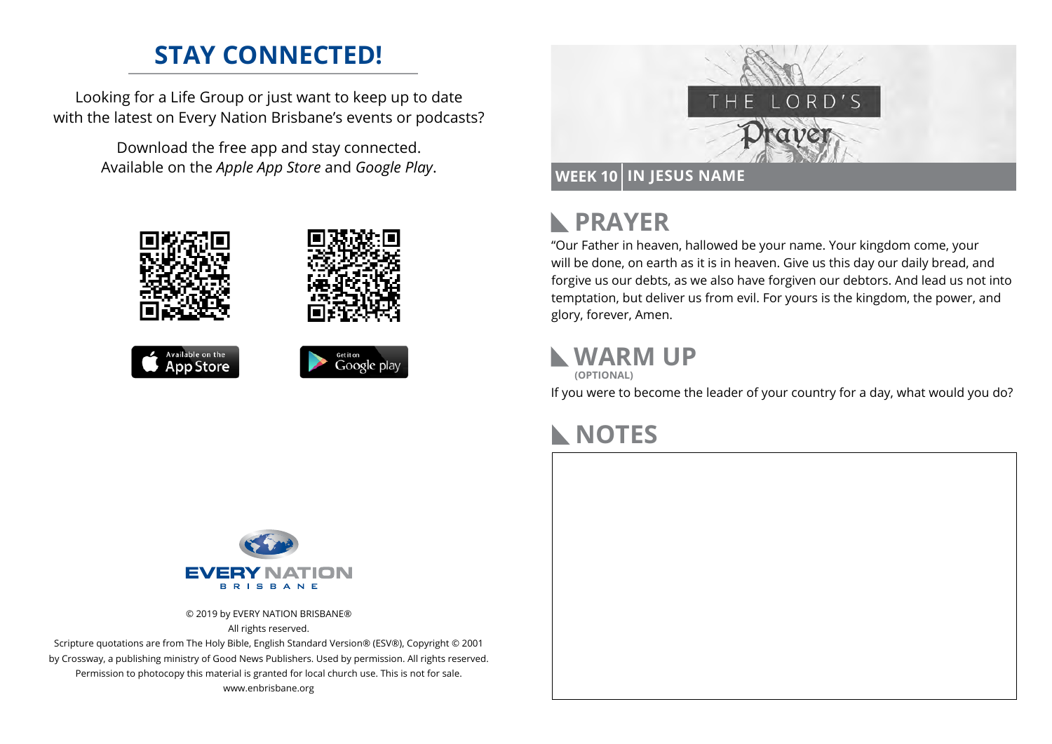# STAY CONNECTED!

Looking for a Life Group or just want to keep up to date with the latest on Every Nation Brisbane's events or podcasts?

Download the free app and stay connected. Available on the *Apple App Store* and *Google Play*.

© 2019 by EVERY NATION BRISBANE®
All rights reserved.
Scripture quotations are from The Holy Bible, English Standard Version® (ESV®), Copyright © 2001 by Crossway, a publishing ministry of Good News Publishers. Used by permission. All rights reserved.
Permission to photocopy this material is granted for local church use. This is not for sale.
www.enbrisbane.org

THE LORD'S Prayer

**WEEK 10 | IN JESUS NAME**

## PRAYER

"Our Father in heaven, hallowed be your name. Your kingdom come, your will be done, on earth as it is in heaven. Give us this day our daily bread, and forgive us our debts, as we also have forgiven our debtors. And lead us not into temptation, but deliver us from evil. For yours is the kingdom, the power, and glory, forever, Amen.

## WARM UP

**(OPTIONAL)**

If you were to become the leader of your country for a day, what would you do?

## NOTES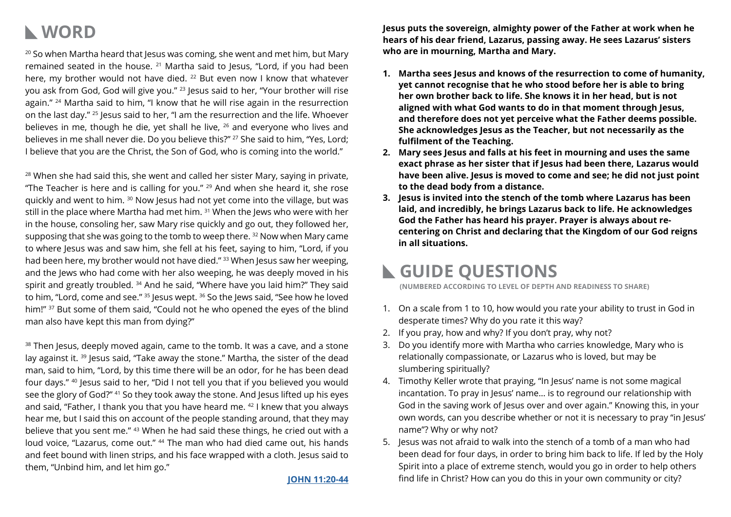## WORD

[20] So when Martha heard that Jesus was coming, she went and met him, but Mary remained seated in the house. [21] Martha said to Jesus, "Lord, if you had been here, my brother would not have died. [22] But even now I know that whatever you ask from God, God will give you." [23] Jesus said to her, "Your brother will rise again." [24] Martha said to him, "I know that he will rise again in the resurrection on the last day." [25] Jesus said to her, "I am the resurrection and the life. Whoever believes in me, though he die, yet shall he live, [26] and everyone who lives and believes in me shall never die. Do you believe this?" [27] She said to him, "Yes, Lord; I believe that you are the Christ, the Son of God, who is coming into the world."

[28] When she had said this, she went and called her sister Mary, saying in private, "The Teacher is here and is calling for you." [29] And when she heard it, she rose quickly and went to him. [30] Now Jesus had not yet come into the village, but was still in the place where Martha had met him. [31] When the Jews who were with her in the house, consoling her, saw Mary rise quickly and go out, they followed her, supposing that she was going to the tomb to weep there. [32] Now when Mary came to where Jesus was and saw him, she fell at his feet, saying to him, "Lord, if you had been here, my brother would not have died." [33] When Jesus saw her weeping, and the Jews who had come with her also weeping, he was deeply moved in his spirit and greatly troubled. [34] And he said, "Where have you laid him?" They said to him, "Lord, come and see." [35] Jesus wept. [36] So the Jews said, "See how he loved him!" [37] But some of them said, "Could not he who opened the eyes of the blind man also have kept this man from dying?"

[38] Then Jesus, deeply moved again, came to the tomb. It was a cave, and a stone lay against it. [39] Jesus said, "Take away the stone." Martha, the sister of the dead man, said to him, "Lord, by this time there will be an odor, for he has been dead four days." [40] Jesus said to her, "Did I not tell you that if you believed you would see the glory of God?" [41] So they took away the stone. And Jesus lifted up his eyes and said, "Father, I thank you that you have heard me. [42] I knew that you always hear me, but I said this on account of the people standing around, that they may believe that you sent me." [43] When he had said these things, he cried out with a loud voice, "Lazarus, come out." [44] The man who had died came out, his hands and feet bound with linen strips, and his face wrapped with a cloth. Jesus said to them, "Unbind him, and let him go."

**JOHN 11:20-44**

**Jesus puts the sovereign, almighty power of the Father at work when he hears of his dear friend, Lazarus, passing away. He sees Lazarus' sisters who are in mourning, Martha and Mary.**

1. **Martha sees Jesus and knows of the resurrection to come of humanity, yet cannot recognise that he who stood before her is able to bring her own brother back to life. She knows it in her head, but is not aligned with what God wants to do in that moment through Jesus, and therefore does not yet perceive what the Father deems possible. She acknowledges Jesus as the Teacher, but not necessarily as the fulfilment of the Teaching.**
2. **Mary sees Jesus and falls at his feet in mourning and uses the same exact phrase as her sister that if Jesus had been there, Lazarus would have been alive. Jesus is moved to come and see; he did not just point to the dead body from a distance.**
3. **Jesus is invited into the stench of the tomb where Lazarus has been laid, and incredibly, he brings Lazarus back to life. He acknowledges God the Father has heard his prayer. Prayer is always about re-centering on Christ and declaring that the Kingdom of our God reigns in all situations.**

## GUIDE QUESTIONS

**(NUMBERED ACCORDING TO LEVEL OF DEPTH AND READINESS TO SHARE)**

1. On a scale from 1 to 10, how would you rate your ability to trust in God in desperate times? Why do you rate it this way?
2. If you pray, how and why? If you don't pray, why not?
3. Do you identify more with Martha who carries knowledge, Mary who is relationally compassionate, or Lazarus who is loved, but may be slumbering spiritually?
4. Timothy Keller wrote that praying, "In Jesus' name is not some magical incantation. To pray in Jesus' name... is to reground our relationship with God in the saving work of Jesus over and over again." Knowing this, in your own words, can you describe whether or not it is necessary to pray "in Jesus' name"? Why or why not?
5. Jesus was not afraid to walk into the stench of a tomb of a man who had been dead for four days, in order to bring him back to life. If led by the Holy Spirit into a place of extreme stench, would you go in order to help others find life in Christ? How can you do this in your own community or city?